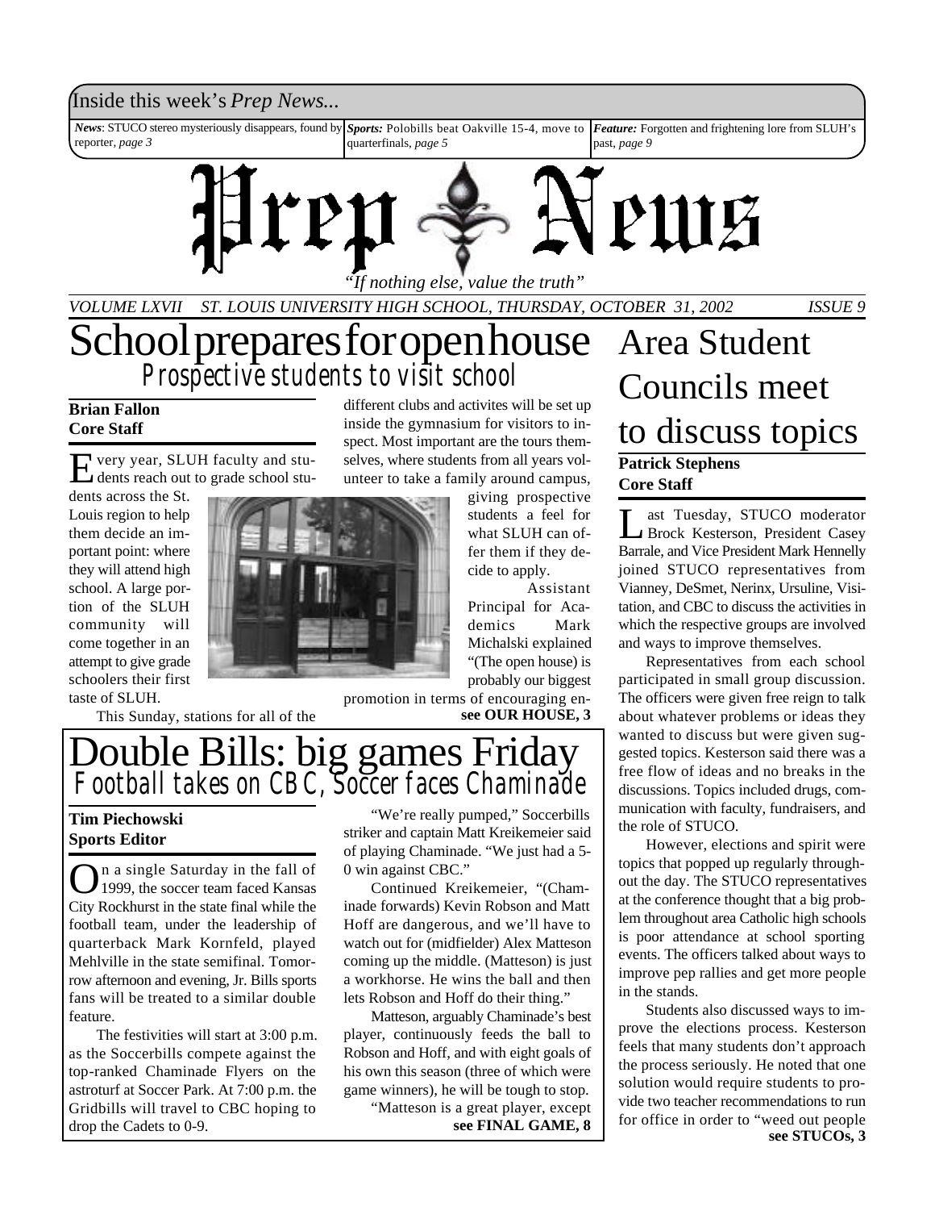Inside this week's *Prep News...*

*News*: STUCO stereo mysteriously disappears, found by reporter, *page 3*

*Sports:* Polobills beat Oakville 15-4, move to quarterfinals, *page 5*

*Feature:* Forgotten and frightening lore from SLUH's past, *page 9*

# Prep News

*"If nothing else, value the truth"*

*VOLUME LXVII ST. LOUIS UNIVERSITY HIGH SCHOOL, THURSDAY, OCTOBER 31, 2002 ISSUE 9*

## School prepares for open house

### Prospective students to visit school

**Brian Fallon**
**Core Staff**

Every year, SLUH faculty and students reach out to grade school students across the St. Louis region to help them decide an important point: where they will attend high school. A large portion of the SLUH community will come together in an attempt to give grade schoolers their first taste of SLUH.

This Sunday, stations for all of the different clubs and activites will be set up inside the gymnasium for visitors to inspect. Most important are the tours themselves, where students from all years volunteer to take a family around campus, giving prospective students a feel for what SLUH can offer them if they decide to apply.

Assistant Principal for Academics Mark Michalski explained "(The open house) is probably our biggest promotion in terms of encouraging en-

**see OUR HOUSE, 3**

## Area Student Councils meet to discuss topics

**Patrick Stephens**
**Core Staff**

Last Tuesday, STUCO moderator Brock Kesterson, President Casey Barrale, and Vice President Mark Hennelly joined STUCO representatives from Vianney, DeSmet, Nerinx, Ursuline, Visitation, and CBC to discuss the activities in which the respective groups are involved and ways to improve themselves.

Representatives from each school participated in small group discussion. The officers were given free reign to talk about whatever problems or ideas they wanted to discuss but were given suggested topics. Kesterson said there was a free flow of ideas and no breaks in the discussions. Topics included drugs, communication with faculty, fundraisers, and the role of STUCO.

However, elections and spirit were topics that popped up regularly throughout the day. The STUCO representatives at the conference thought that a big problem throughout area Catholic high schools is poor attendance at school sporting events. The officers talked about ways to improve pep rallies and get more people in the stands.

Students also discussed ways to improve the elections process. Kesterson feels that many students don't approach the process seriously. He noted that one solution would require students to provide two teacher recommendations to run for office in order to "weed out people

**see STUCOs, 3**

## Double Bills: big games Friday

### Football takes on CBC, Soccer faces Chaminade

**Tim Piechowski**
**Sports Editor**

On a single Saturday in the fall of 1999, the soccer team faced Kansas City Rockhurst in the state final while the football team, under the leadership of quarterback Mark Kornfeld, played Mehlville in the state semifinal. Tomorrow afternoon and evening, Jr. Bills sports fans will be treated to a similar double feature.

The festivities will start at 3:00 p.m. as the Soccerbills compete against the top-ranked Chaminade Flyers on the astroturf at Soccer Park. At 7:00 p.m. the Gridbills will travel to CBC hoping to drop the Cadets to 0-9.

"We're really pumped," Soccerbills striker and captain Matt Kreikemeier said of playing Chaminade. "We just had a 5-0 win against CBC."

Continued Kreikemeier, "(Chaminade forwards) Kevin Robson and Matt Hoff are dangerous, and we'll have to watch out for (midfielder) Alex Matteson coming up the middle. (Matteson) is just a workhorse. He wins the ball and then lets Robson and Hoff do their thing."

Matteson, arguably Chaminade's best player, continuously feeds the ball to Robson and Hoff, and with eight goals of his own this season (three of which were game winners), he will be tough to stop.

"Matteson is a great player, except

**see FINAL GAME, 8**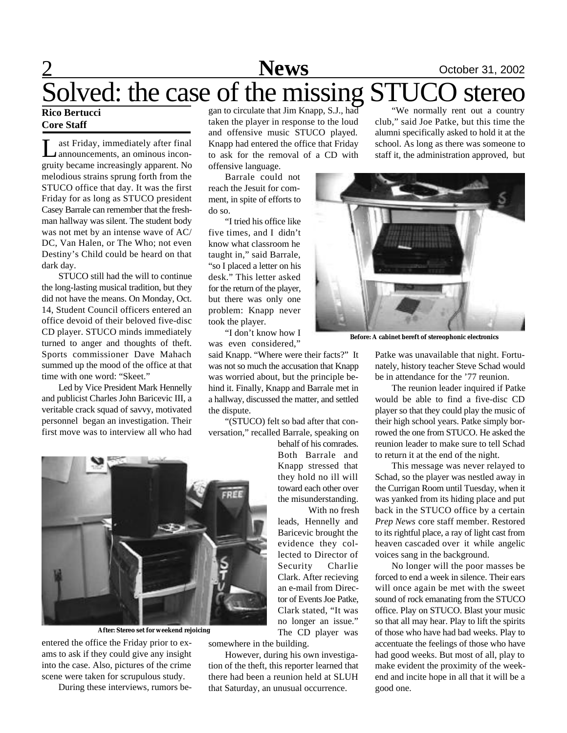# Solved: the case of the missing STUCO stereo

**Rico Bertucci**
**Core Staff**

Last Friday, immediately after final announcements, an ominous incongruity became increasingly apparent. No melodious strains sprung forth from the STUCO office that day. It was the first Friday for as long as STUCO president Casey Barrale can remember that the freshman hallway was silent. The student body was not met by an intense wave of AC/DC, Van Halen, or The Who; not even Destiny's Child could be heard on that dark day.

STUCO still had the will to continue the long-lasting musical tradition, but they did not have the means. On Monday, Oct. 14, Student Council officers entered an office devoid of their beloved five-disc CD player. STUCO minds immediately turned to anger and thoughts of theft. Sports commissioner Dave Mahach summed up the mood of the office at that time with one word: "Skeet."

Led by Vice President Mark Hennelly and publicist Charles John Baricevic III, a veritable crack squad of savvy, motivated personnel began an investigation. Their first move was to interview all who had entered the office the Friday prior to exams to ask if they could give any insight into the case. Also, pictures of the crime scene were taken for scrupulous study.

During these interviews, rumors began to circulate that Jim Knapp, S.J., had taken the player in response to the loud and offensive music STUCO played. Knapp had entered the office that Friday to ask for the removal of a CD with offensive language.

Barrale could not reach the Jesuit for comment, in spite of efforts to do so.

"I tried his office like five times, and I didn't know what classroom he taught in," said Barrale, "so I placed a letter on his desk." This letter asked for the return of the player, but there was only one problem: Knapp never took the player.

"I don't know how I was even considered," said Knapp. "Where were their facts?" It was not so much the accusation that Knapp was worried about, but the principle behind it. Finally, Knapp and Barrale met in a hallway, discussed the matter, and settled the dispute.

"(STUCO) felt so bad after that conversation," recalled Barrale, speaking on behalf of his comrades. Both Barrale and Knapp stressed that they hold no ill will toward each other over the misunderstanding.

With no fresh leads, Hennelly and Baricevic brought the evidence they collected to Director of Security Charlie Clark. After recieving an e-mail from Director of Events Joe Patke, Clark stated, "It was no longer an issue." The CD player was somewhere in the building.

However, during his own investigation of the theft, this reporter learned that there had been a reunion held at SLUH that Saturday, an unusual occurrence.

"We normally rent out a country club," said Joe Patke, but this time the alumni specifically asked to hold it at the school. As long as there was someone to staff it, the administration approved, but Patke was unavailable that night. Fortunately, history teacher Steve Schad would be in attendance for the '77 reunion.

Before: A cabinet bereft of stereophonic electronics

After: Stereo set for weekend rejoicing

The reunion leader inquired if Patke would be able to find a five-disc CD player so that they could play the music of their high school years. Patke simply borrowed the one from STUCO. He asked the reunion leader to make sure to tell Schad to return it at the end of the night.

This message was never relayed to Schad, so the player was nestled away in the Currigan Room until Tuesday, when it was yanked from its hiding place and put back in the STUCO office by a certain *Prep News* core staff member. Restored to its rightful place, a ray of light cast from heaven cascaded over it while angelic voices sang in the background.

No longer will the poor masses be forced to end a week in silence. Their ears will once again be met with the sweet sound of rock emanating from the STUCO office. Play on STUCO. Blast your music so that all may hear. Play to lift the spirits of those who have had bad weeks. Play to accentuate the feelings of those who have had good weeks. But most of all, play to make evident the proximity of the weekend and incite hope in all that it will be a good one.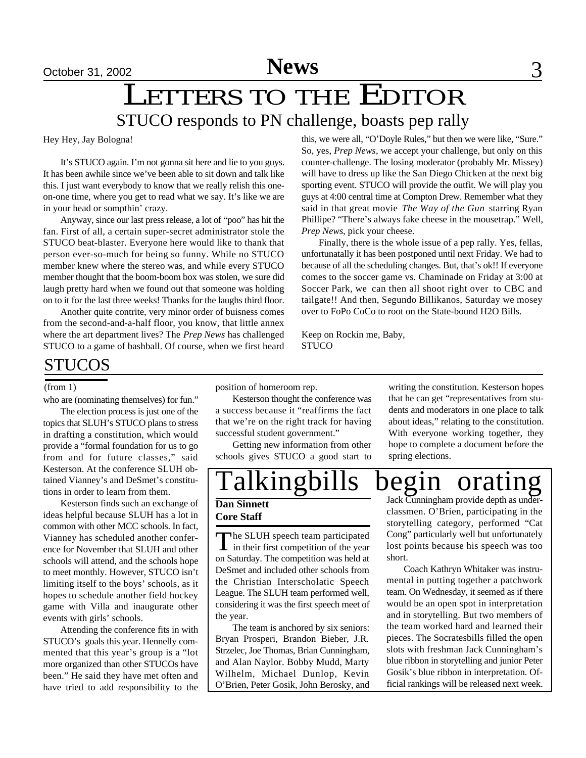# LETTERS TO THE EDITOR

## STUCO responds to PN challenge, boasts pep rally

Hey Hey, Jay Bologna!

It's STUCO again. I'm not gonna sit here and lie to you guys. It has been awhile since we've been able to sit down and talk like this. I just want everybody to know that we really relish this one-on-one time, where you get to read what we say. It's like we are in your head or sompthin' crazy.

Anyway, since our last press release, a lot of "poo" has hit the fan. First of all, a certain super-secret administrator stole the STUCO beat-blaster. Everyone here would like to thank that person ever-so-much for being so funny. While no STUCO member knew where the stereo was, and while every STUCO member thought that the boom-boom box was stolen, we sure did laugh pretty hard when we found out that someone was holding on to it for the last three weeks! Thanks for the laughs third floor.

Another quite contrite, very minor order of buisness comes from the second-and-a-half floor, you know, that little annex where the art department lives? The *Prep News* has challenged STUCO to a game of bashball. Of course, when we first heard this, we were all, "O'Doyle Rules," but then we were like, "Sure." So, yes, *Prep News*, we accept your challenge, but only on this counter-challenge. The losing moderator (probably Mr. Missey) will have to dress up like the San Diego Chicken at the next big sporting event. STUCO will provide the outfit. We will play you guys at 4:00 central time at Compton Drew. Remember what they said in that great movie *The Way of the Gun* starring Ryan Phillipe? "There's always fake cheese in the mousetrap." Well, *Prep News*, pick your cheese.

Finally, there is the whole issue of a pep rally. Yes, fellas, unfortunatally it has been postponed until next Friday. We had to because of all the scheduling changes. But, that's ok!! If everyone comes to the soccer game vs. Chaminade on Friday at 3:00 at Soccer Park, we can then all shoot right over to CBC and tailgate!! And then, Segundo Billikanos, Saturday we mosey over to FoPo CoCo to root on the State-bound H2O Bills.

Keep on Rockin me, Baby,
STUCO

## STUCOS

(from 1)

who are (nominating themselves) for fun."

The election process is just one of the topics that SLUH's STUCO plans to stress in drafting a constitution, which would provide a "formal foundation for us to go from and for future classes," said Kesterson. At the conference SLUH obtained Vianney's and DeSmet's constitutions in order to learn from them.

Kesterson finds such an exchange of ideas helpful because SLUH has a lot in common with other MCC schools. In fact, Vianney has scheduled another conference for November that SLUH and other schools will attend, and the schools hope to meet monthly. However, STUCO isn't limiting itself to the boys' schools, as it hopes to schedule another field hockey game with Villa and inaugurate other events with girls' schools.

Attending the conference fits in with STUCO's goals this year. Hennelly commented that this year's group is a "lot more organized than other STUCOs have been." He said they have met often and have tried to add responsibility to the position of homeroom rep.

Kesterson thought the conference was a success because it "reaffirms the fact that we're on the right track for having successful student government."

Getting new information from other schools gives STUCO a good start to writing the constitution. Kesterson hopes that he can get "representatives from students and moderators in one place to talk about ideas," relating to the constitution. With everyone working together, they hope to complete a document before the spring elections.

# Talkingbills begin orating

**Dan Sinnett**
**Core Staff**

The SLUH speech team participated in their first competition of the year on Saturday. The competition was held at DeSmet and included other schools from the Christian Interscholatic Speech League. The SLUH team performed well, considering it was the first speech meet of the year.

The team is anchored by six seniors: Bryan Prosperi, Brandon Bieber, J.R. Strzelec, Joe Thomas, Brian Cunningham, and Alan Naylor. Bobby Mudd, Marty Wilhelm, Michael Dunlop, Kevin O'Brien, Peter Gosik, John Berosky, and Jack Cunningham provide depth as underclassmen. O'Brien, participating in the storytelling category, performed "Cat Cong" particularly well but unfortunately lost points because his speech was too short.

Coach Kathryn Whitaker was instrumental in putting together a patchwork team. On Wednesday, it seemed as if there would be an open spot in interpretation and in storytelling. But two members of the team worked hard and learned their pieces. The Socratesbills filled the open slots with freshman Jack Cunningham's blue ribbon in storytelling and junior Peter Gosik's blue ribbon in interpretation. Official rankings will be released next week.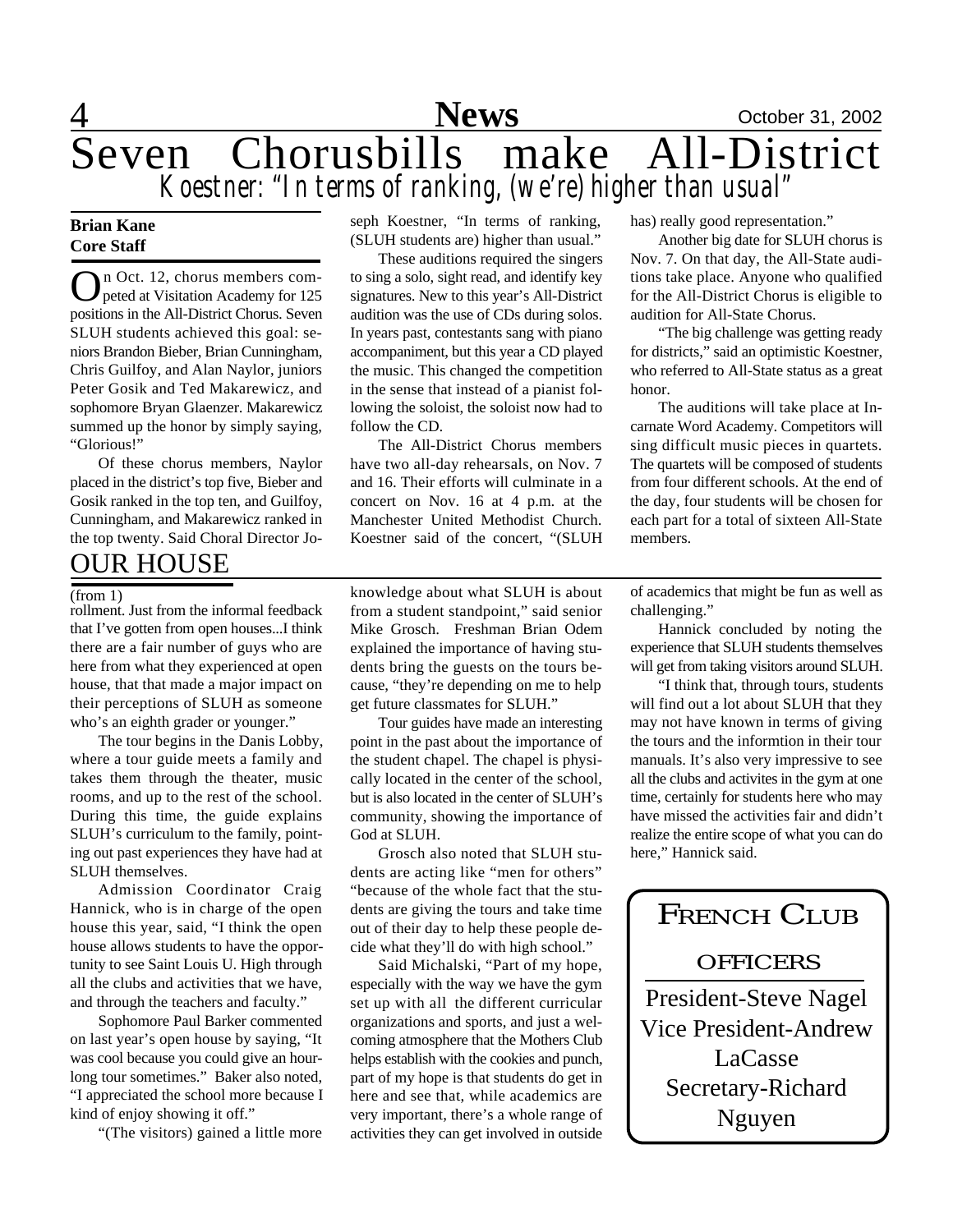# Seven Chorusbills make All-District

## *Koestner: "In terms of ranking, (we're) higher than usual"*

**Brian Kane**
**Core Staff**

On Oct. 12, chorus members competed at Visitation Academy for 125 positions in the All-District Chorus. Seven SLUH students achieved this goal: seniors Brandon Bieber, Brian Cunningham, Chris Guilfoy, and Alan Naylor, juniors Peter Gosik and Ted Makarewicz, and sophomore Bryan Glaenzer. Makarewicz summed up the honor by simply saying, "Glorious!"

Of these chorus members, Naylor placed in the district's top five, Bieber and Gosik ranked in the top ten, and Guilfoy, Cunningham, and Makarewicz ranked in the top twenty. Said Choral Director Joseph Koestner, "In terms of ranking, (SLUH students are) higher than usual."

These auditions required the singers to sing a solo, sight read, and identify key signatures. New to this year's All-District audition was the use of CDs during solos. In years past, contestants sang with piano accompaniment, but this year a CD played the music. This changed the competition in the sense that instead of a pianist following the soloist, the soloist now had to follow the CD.

The All-District Chorus members have two all-day rehearsals, on Nov. 7 and 16. Their efforts will culminate in a concert on Nov. 16 at 4 p.m. at the Manchester United Methodist Church. Koestner said of the concert, "(SLUH has) really good representation."

Another big date for SLUH chorus is Nov. 7. On that day, the All-State auditions take place. Anyone who qualified for the All-District Chorus is eligible to audition for All-State Chorus.

"The big challenge was getting ready for districts," said an optimistic Koestner, who referred to All-State status as a great honor.

The auditions will take place at Incarnate Word Academy. Competitors will sing difficult music pieces in quartets. The quartets will be composed of students from four different schools. At the end of the day, four students will be chosen for each part for a total of sixteen All-State members.

## OUR HOUSE

(from 1)

rollment. Just from the informal feedback that I've gotten from open houses...I think there are a fair number of guys who are here from what they experienced at open house, that that made a major impact on their perceptions of SLUH as someone who's an eighth grader or younger."

The tour begins in the Danis Lobby, where a tour guide meets a family and takes them through the theater, music rooms, and up to the rest of the school. During this time, the guide explains SLUH's curriculum to the family, pointing out past experiences they have had at SLUH themselves.

Admission Coordinator Craig Hannick, who is in charge of the open house this year, said, "I think the open house allows students to have the opportunity to see Saint Louis U. High through all the clubs and activities that we have, and through the teachers and faculty."

Sophomore Paul Barker commented on last year's open house by saying, "It was cool because you could give an hour-long tour sometimes." Baker also noted, "I appreciated the school more because I kind of enjoy showing it off."

"(The visitors) gained a little more knowledge about what SLUH is about from a student standpoint," said senior Mike Grosch. Freshman Brian Odem explained the importance of having students bring the guests on the tours because, "they're depending on me to help get future classmates for SLUH."

Tour guides have made an interesting point in the past about the importance of the student chapel. The chapel is physically located in the center of the school, but is also located in the center of SLUH's community, showing the importance of God at SLUH.

Grosch also noted that SLUH students are acting like "men for others" "because of the whole fact that the students are giving the tours and take time out of their day to help these people decide what they'll do with high school."

Said Michalski, "Part of my hope, especially with the way we have the gym set up with all the different curricular organizations and sports, and just a welcoming atmosphere that the Mothers Club helps establish with the cookies and punch, part of my hope is that students do get in here and see that, while academics are very important, there's a whole range of activities they can get involved in outside of academics that might be fun as well as challenging."

Hannick concluded by noting the experience that SLUH students themselves will get from taking visitors around SLUH.

"I think that, through tours, students will find out a lot about SLUH that they may not have known in terms of giving the tours and the informtion in their tour manuals. It's also very impressive to see all the clubs and activites in the gym at one time, certainly for students here who may have missed the activities fair and didn't realize the entire scope of what you can do here," Hannick said.

## FRENCH CLUB OFFICERS

President-Steve Nagel
Vice President-Andrew LaCasse
Secretary-Richard Nguyen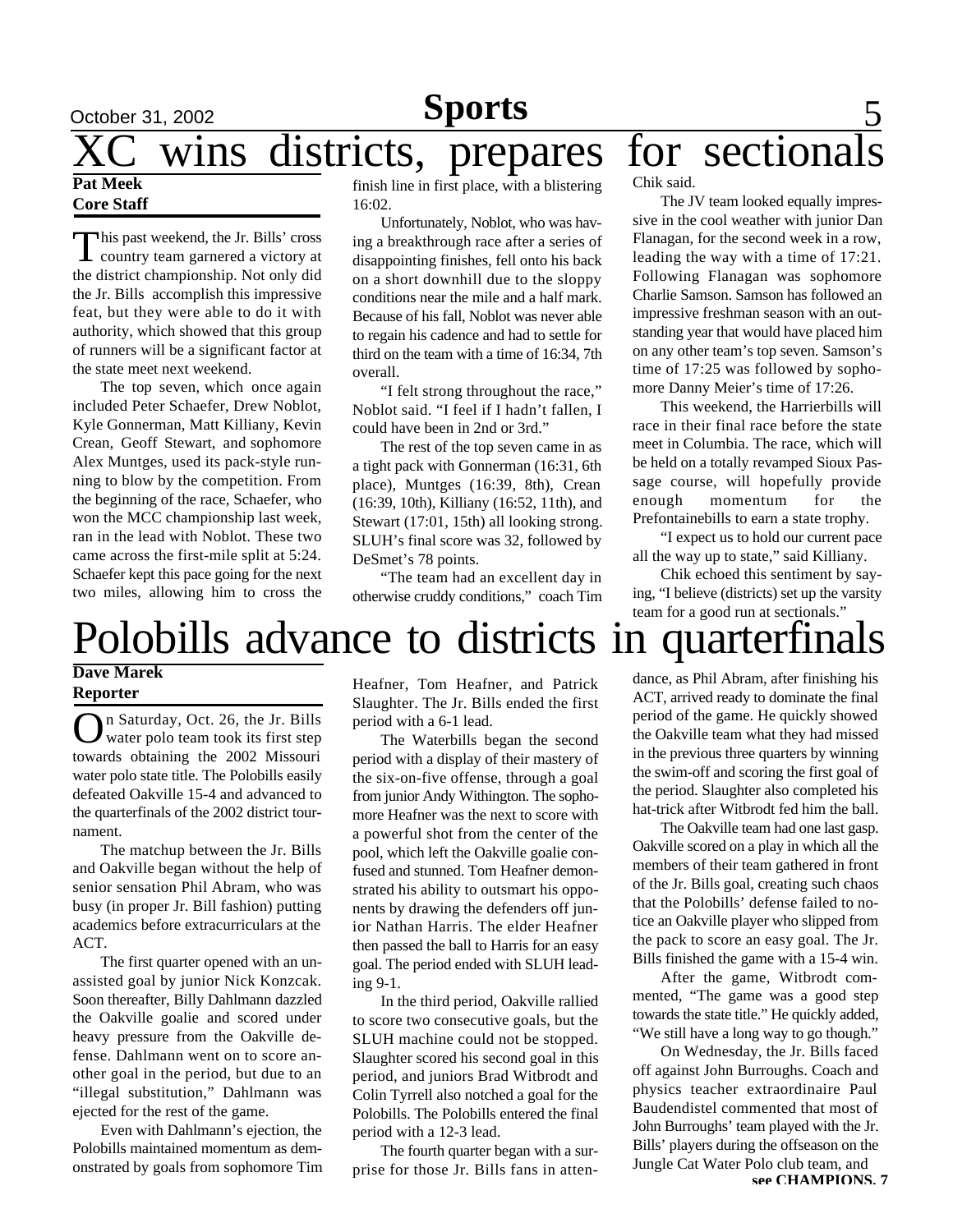# XC wins districts, prepares for sectionals

**Pat Meek**
**Core Staff**

This past weekend, the Jr. Bills' cross country team garnered a victory at the district championship. Not only did the Jr. Bills accomplish this impressive feat, but they were able to do it with authority, which showed that this group of runners will be a significant factor at the state meet next weekend.

The top seven, which once again included Peter Schaefer, Drew Noblot, Kyle Gonnerman, Matt Killiany, Kevin Crean, Geoff Stewart, and sophomore Alex Muntges, used its pack-style running to blow by the competition. From the beginning of the race, Schaefer, who won the MCC championship last week, ran in the lead with Noblot. These two came across the first-mile split at 5:24. Schaefer kept this pace going for the next two miles, allowing him to cross the finish line in first place, with a blistering 16:02.

Unfortunately, Noblot, who was having a breakthrough race after a series of disappointing finishes, fell onto his back on a short downhill due to the sloppy conditions near the mile and a half mark. Because of his fall, Noblot was never able to regain his cadence and had to settle for third on the team with a time of 16:34, 7th overall.

"I felt strong throughout the race," Noblot said. "I feel if I hadn't fallen, I could have been in 2nd or 3rd."

The rest of the top seven came in as a tight pack with Gonnerman (16:31, 6th place), Muntges (16:39, 8th), Crean (16:39, 10th), Killiany (16:52, 11th), and Stewart (17:01, 15th) all looking strong. SLUH's final score was 32, followed by DeSmet's 78 points.

"The team had an excellent day in otherwise cruddy conditions," coach Tim Chik said.

The JV team looked equally impressive in the cool weather with junior Dan Flanagan, for the second week in a row, leading the way with a time of 17:21. Following Flanagan was sophomore Charlie Samson. Samson has followed an impressive freshman season with an outstanding year that would have placed him on any other team's top seven. Samson's time of 17:25 was followed by sophomore Danny Meier's time of 17:26.

This weekend, the Harrierbills will race in their final race before the state meet in Columbia. The race, which will be held on a totally revamped Sioux Passage course, will hopefully provide enough momentum for the Prefontainebills to earn a state trophy.

"I expect us to hold our current pace all the way up to state," said Killiany.

Chik echoed this sentiment by saying, "I believe (districts) set up the varsity team for a good run at sectionals."

# Polobills advance to districts in quarterfinals

**Dave Marek**
**Reporter**

On Saturday, Oct. 26, the Jr. Bills water polo team took its first step towards obtaining the 2002 Missouri water polo state title. The Polobills easily defeated Oakville 15-4 and advanced to the quarterfinals of the 2002 district tournament.

The matchup between the Jr. Bills and Oakville began without the help of senior sensation Phil Abram, who was busy (in proper Jr. Bill fashion) putting academics before extracurriculars at the ACT.

The first quarter opened with an unassisted goal by junior Nick Konzcak. Soon thereafter, Billy Dahlmann dazzled the Oakville goalie and scored under heavy pressure from the Oakville defense. Dahlmann went on to score another goal in the period, but due to an "illegal substitution," Dahlmann was ejected for the rest of the game.

Even with Dahlmann's ejection, the Polobills maintained momentum as demonstrated by goals from sophomore Tim Heafner, Tom Heafner, and Patrick Slaughter. The Jr. Bills ended the first period with a 6-1 lead.

The Waterbills began the second period with a display of their mastery of the six-on-five offense, through a goal from junior Andy Withington. The sophomore Heafner was the next to score with a powerful shot from the center of the pool, which left the Oakville goalie confused and stunned. Tom Heafner demonstrated his ability to outsmart his opponents by drawing the defenders off junior Nathan Harris. The elder Heafner then passed the ball to Harris for an easy goal. The period ended with SLUH leading 9-1.

In the third period, Oakville rallied to score two consecutive goals, but the SLUH machine could not be stopped. Slaughter scored his second goal in this period, and juniors Brad Witbrodt and Colin Tyrrell also notched a goal for the Polobills. The Polobills entered the final period with a 12-3 lead.

The fourth quarter began with a surprise for those Jr. Bills fans in attendance, as Phil Abram, after finishing his ACT, arrived ready to dominate the final period of the game. He quickly showed the Oakville team what they had missed in the previous three quarters by winning the swim-off and scoring the first goal of the period. Slaughter also completed his hat-trick after Witbrodt fed him the ball.

The Oakville team had one last gasp. Oakville scored on a play in which all the members of their team gathered in front of the Jr. Bills goal, creating such chaos that the Polobills' defense failed to notice an Oakville player who slipped from the pack to score an easy goal. The Jr. Bills finished the game with a 15-4 win.

After the game, Witbrodt commented, "The game was a good step towards the state title." He quickly added, "We still have a long way to go though."

On Wednesday, the Jr. Bills faced off against John Burroughs. Coach and physics teacher extraordinaire Paul Baudendistel commented that most of John Burroughs' team played with the Jr. Bills' players during the offseason on the Jungle Cat Water Polo club team, and

**see CHAMPIONS, 7**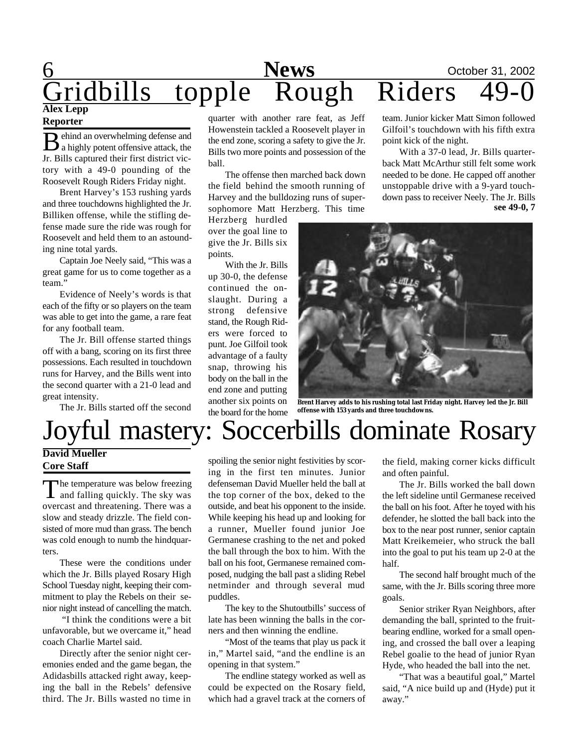# Gridbills topple Rough Riders 49-0

**Alex Lepp**
**Reporter**

Behind an overwhelming defense and a highly potent offensive attack, the Jr. Bills captured their first district victory with a 49-0 pounding of the Roosevelt Rough Riders Friday night.

Brent Harvey's 153 rushing yards and three touchdowns highlighted the Jr. Billiken offense, while the stifling defense made sure the ride was rough for Roosevelt and held them to an astounding nine total yards.

Captain Joe Neely said, "This was a great game for us to come together as a team."

Evidence of Neely's words is that each of the fifty or so players on the team was able to get into the game, a rare feat for any football team.

The Jr. Bill offense started things off with a bang, scoring on its first three possessions. Each resulted in touchdown runs for Harvey, and the Bills went into the second quarter with a 21-0 lead and great intensity.

The Jr. Bills started off the second quarter with another rare feat, as Jeff Howenstein tackled a Roosevelt player in the end zone, scoring a safety to give the Jr. Bills two more points and possession of the ball.

The offense then marched back down the field behind the smooth running of Harvey and the bulldozing runs of super-sophomore Matt Herzberg. This time Herzberg hurdled over the goal line to give the Jr. Bills six points.

With the Jr. Bills up 30-0, the defense continued the onslaught. During a strong defensive stand, the Rough Riders were forced to punt. Joe Gilfoil took advantage of a faulty snap, throwing his body on the ball in the end zone and putting another six points on the board for the home team. Junior kicker Matt Simon followed Gilfoil's touchdown with his fifth extra point kick of the night.

With a 37-0 lead, Jr. Bills quarterback Matt McArthur still felt some work needed to be done. He capped off another unstoppable drive with a 9-yard touchdown pass to receiver Neely. The Jr. Bills

**see 49-0, 7**

**Brent Harvey adds to his rushing total last Friday night. Harvey led the Jr. Bill offense with 153 yards and three touchdowns.**

# Joyful mastery: Soccerbills dominate Rosary

**David Mueller**
**Core Staff**

The temperature was below freezing and falling quickly. The sky was overcast and threatening. There was a slow and steady drizzle. The field consisted of more mud than grass. The bench was cold enough to numb the hindquarters.

These were the conditions under which the Jr. Bills played Rosary High School Tuesday night, keeping their commitment to play the Rebels on their senior night instead of cancelling the match.

"I think the conditions were a bit unfavorable, but we overcame it," head coach Charlie Martel said.

Directly after the senior night ceremonies ended and the game began, the Adidasbills attacked right away, keeping the ball in the Rebels' defensive third. The Jr. Bills wasted no time in spoiling the senior night festivities by scoring in the first ten minutes. Junior defenseman David Mueller held the ball at the top corner of the box, deked to the outside, and beat his opponent to the inside. While keeping his head up and looking for a runner, Mueller found junior Joe Germanese crashing to the net and poked the ball through the box to him. With the ball on his foot, Germanese remained composed, nudging the ball past a sliding Rebel netminder and through several mud puddles.

The key to the Shutoutbills' success of late has been winning the balls in the corners and then winning the endline.

"Most of the teams that play us pack it in," Martel said, "and the endline is an opening in that system."

The endline stategy worked as well as could be expected on the Rosary field, which had a gravel track at the corners of the field, making corner kicks difficult and often painful.

The Jr. Bills worked the ball down the left sideline until Germanese received the ball on his foot. After he toyed with his defender, he slotted the ball back into the box to the near post runner, senior captain Matt Kreikemeier, who struck the ball into the goal to put his team up 2-0 at the half.

The second half brought much of the same, with the Jr. Bills scoring three more goals.

Senior striker Ryan Neighbors, after demanding the ball, sprinted to the fruitbearing endline, worked for a small opening, and crossed the ball over a leaping Rebel goalie to the head of junior Ryan Hyde, who headed the ball into the net.

"That was a beautiful goal," Martel said, "A nice build up and (Hyde) put it away."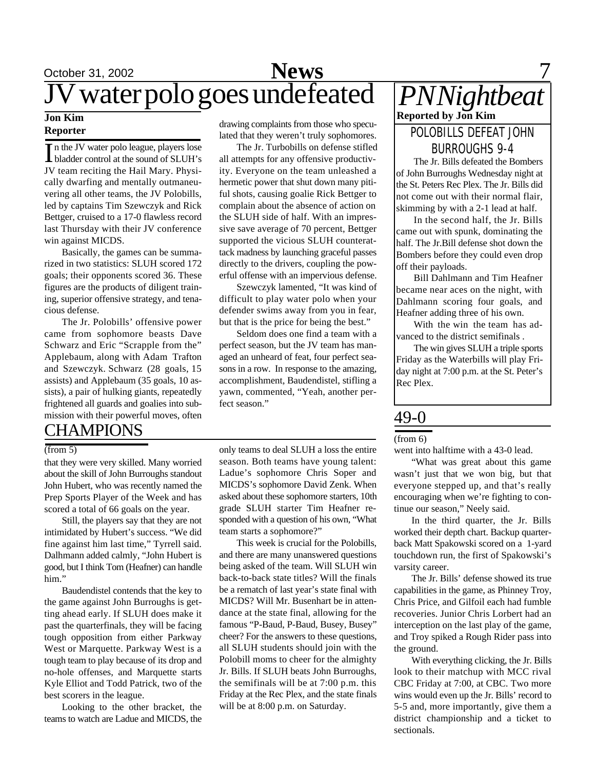# JV water polo goes undefeated

**Jon Kim**
**Reporter**

In the JV water polo league, players lose bladder control at the sound of SLUH's JV team reciting the Hail Mary. Physically dwarfing and mentally outmaneuvering all other teams, the JV Polobills, led by captains Tim Szewczyk and Rick Bettger, cruised to a 17-0 flawless record last Thursday with their JV conference win against MICDS.

Basically, the games can be summarized in two statistics: SLUH scored 172 goals; their opponents scored 36. These figures are the products of diligent training, superior offensive strategy, and tenacious defense.

The Jr. Polobills' offensive power came from sophomore beasts Dave Schwarz and Eric "Scrapple from the" Applebaum, along with Adam Trafton and Szewczyk. Schwarz (28 goals, 15 assists) and Applebaum (35 goals, 10 assists), a pair of hulking giants, repeatedly frightened all guards and goalies into submission with their powerful moves, often drawing complaints from those who speculated that they weren't truly sophomores.

The Jr. Turbobills on defense stifled all attempts for any offensive productivity. Everyone on the team unleashed a hermetic power that shut down many pitiful shots, causing goalie Rick Bettger to complain about the absence of action on the SLUH side of half. With an impressive save average of 70 percent, Bettger supported the vicious SLUH counterattack madness by launching graceful passes directly to the drivers, coupling the powerful offense with an impervious defense.

Szewczyk lamented, "It was kind of difficult to play water polo when your defender swims away from you in fear, but that is the price for being the best."

Seldom does one find a team with a perfect season, but the JV team has managed an unheard of feat, four perfect seasons in a row. In response to the amazing, accomplishment, Baudendistel, stifling a yawn, commented, "Yeah, another perfect season."

# *PNNightbeat*

**Reported by Jon Kim**

## POLOBILLS DEFEAT JOHN BURROUGHS 9-4

The Jr. Bills defeated the Bombers of John Burroughs Wednesday night at the St. Peters Rec Plex. The Jr. Bills did not come out with their normal flair, skimming by with a 2-1 lead at half.

In the second half, the Jr. Bills came out with spunk, dominating the half. The Jr.Bill defense shot down the Bombers before they could even drop off their payloads.

Bill Dahlmann and Tim Heafner became near aces on the night, with Dahlmann scoring four goals, and Heafner adding three of his own.

With the win the team has advanced to the district semifinals .

The win gives SLUH a triple sports Friday as the Waterbills will play Friday night at 7:00 p.m. at the St. Peter's Rec Plex.

# CHAMPIONS

(from 5)

that they were very skilled. Many worried about the skill of John Burroughs standout John Hubert, who was recently named the Prep Sports Player of the Week and has scored a total of 66 goals on the year.

Still, the players say that they are not intimidated by Hubert's success. "We did fine against him last time," Tyrrell said. Dalhmann added calmly, "John Hubert is good, but I think Tom (Heafner) can handle him."

Baudendistel contends that the key to the game against John Burroughs is getting ahead early. If SLUH does make it past the quarterfinals, they will be facing tough opposition from either Parkway West or Marquette. Parkway West is a tough team to play because of its drop and no-hole offenses, and Marquette starts Kyle Elliot and Todd Patrick, two of the best scorers in the league.

Looking to the other bracket, the teams to watch are Ladue and MICDS, the only teams to deal SLUH a loss the entire season. Both teams have young talent: Ladue's sophomore Chris Soper and MICDS's sophomore David Zenk. When asked about these sophomore starters, 10th grade SLUH starter Tim Heafner responded with a question of his own, "What team starts a sophomore?"

This week is crucial for the Polobills, and there are many unanswered questions being asked of the team. Will SLUH win back-to-back state titles? Will the finals be a rematch of last year's state final with MICDS? Will Mr. Busenhart be in attendance at the state final, allowing for the famous "P-Baud, P-Baud, Busey, Busey" cheer? For the answers to these questions, all SLUH students should join with the Polobill moms to cheer for the almighty Jr. Bills. If SLUH beats John Burroughs, the semifinals will be at 7:00 p.m. this Friday at the Rec Plex, and the state finals will be at 8:00 p.m. on Saturday.

# 49-0

(from 6)

went into halftime with a 43-0 lead.

"What was great about this game wasn't just that we won big, but that everyone stepped up, and that's really encouraging when we're fighting to continue our season," Neely said.

In the third quarter, the Jr. Bills worked their depth chart. Backup quarterback Matt Spakowski scored on a 1-yard touchdown run, the first of Spakowski's varsity career.

The Jr. Bills' defense showed its true capabilities in the game, as Phinney Troy, Chris Price, and Gilfoil each had fumble recoveries. Junior Chris Lorbert had an interception on the last play of the game, and Troy spiked a Rough Rider pass into the ground.

With everything clicking, the Jr. Bills look to their matchup with MCC rival CBC Friday at 7:00, at CBC. Two more wins would even up the Jr. Bills' record to 5-5 and, more importantly, give them a district championship and a ticket to sectionals.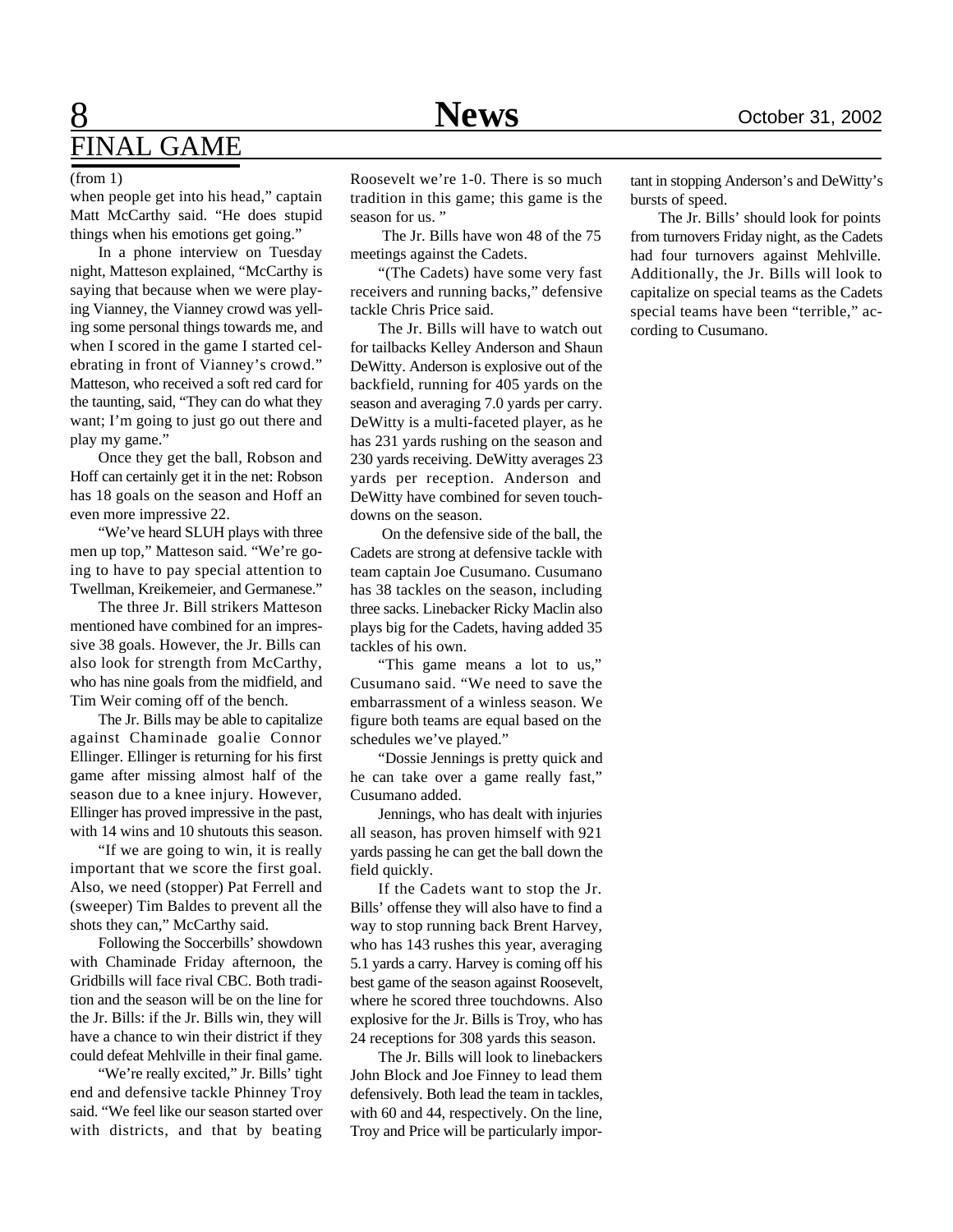## FINAL GAME

(from 1)

when people get into his head," captain Matt McCarthy said. "He does stupid things when his emotions get going."

In a phone interview on Tuesday night, Matteson explained, "McCarthy is saying that because when we were playing Vianney, the Vianney crowd was yelling some personal things towards me, and when I scored in the game I started celebrating in front of Vianney's crowd." Matteson, who received a soft red card for the taunting, said, "They can do what they want; I'm going to just go out there and play my game."

Once they get the ball, Robson and Hoff can certainly get it in the net: Robson has 18 goals on the season and Hoff an even more impressive 22.

"We've heard SLUH plays with three men up top," Matteson said. "We're going to have to pay special attention to Twellman, Kreikemeier, and Germanese."

The three Jr. Bill strikers Matteson mentioned have combined for an impressive 38 goals. However, the Jr. Bills can also look for strength from McCarthy, who has nine goals from the midfield, and Tim Weir coming off of the bench.

The Jr. Bills may be able to capitalize against Chaminade goalie Connor Ellinger. Ellinger is returning for his first game after missing almost half of the season due to a knee injury. However, Ellinger has proved impressive in the past, with 14 wins and 10 shutouts this season.

"If we are going to win, it is really important that we score the first goal. Also, we need (stopper) Pat Ferrell and (sweeper) Tim Baldes to prevent all the shots they can," McCarthy said.

Following the Soccerbills' showdown with Chaminade Friday afternoon, the Gridbills will face rival CBC. Both tradition and the season will be on the line for the Jr. Bills: if the Jr. Bills win, they will have a chance to win their district if they could defeat Mehlville in their final game.

"We're really excited," Jr. Bills' tight end and defensive tackle Phinney Troy said. "We feel like our season started over with districts, and that by beating Roosevelt we're 1-0. There is so much tradition in this game; this game is the season for us. "

The Jr. Bills have won 48 of the 75 meetings against the Cadets.

"(The Cadets) have some very fast receivers and running backs," defensive tackle Chris Price said.

The Jr. Bills will have to watch out for tailbacks Kelley Anderson and Shaun DeWitty. Anderson is explosive out of the backfield, running for 405 yards on the season and averaging 7.0 yards per carry. DeWitty is a multi-faceted player, as he has 231 yards rushing on the season and 230 yards receiving. DeWitty averages 23 yards per reception. Anderson and DeWitty have combined for seven touchdowns on the season.

On the defensive side of the ball, the Cadets are strong at defensive tackle with team captain Joe Cusumano. Cusumano has 38 tackles on the season, including three sacks. Linebacker Ricky Maclin also plays big for the Cadets, having added 35 tackles of his own.

"This game means a lot to us," Cusumano said. "We need to save the embarrassment of a winless season. We figure both teams are equal based on the schedules we've played."

"Dossie Jennings is pretty quick and he can take over a game really fast," Cusumano added.

Jennings, who has dealt with injuries all season, has proven himself with 921 yards passing he can get the ball down the field quickly.

If the Cadets want to stop the Jr. Bills' offense they will also have to find a way to stop running back Brent Harvey, who has 143 rushes this year, averaging 5.1 yards a carry. Harvey is coming off his best game of the season against Roosevelt, where he scored three touchdowns. Also explosive for the Jr. Bills is Troy, who has 24 receptions for 308 yards this season.

The Jr. Bills will look to linebackers John Block and Joe Finney to lead them defensively. Both lead the team in tackles, with 60 and 44, respectively. On the line, Troy and Price will be particularly important in stopping Anderson's and DeWitty's bursts of speed.

The Jr. Bills' should look for points from turnovers Friday night, as the Cadets had four turnovers against Mehlville. Additionally, the Jr. Bills will look to capitalize on special teams as the Cadets special teams have been "terrible," according to Cusumano.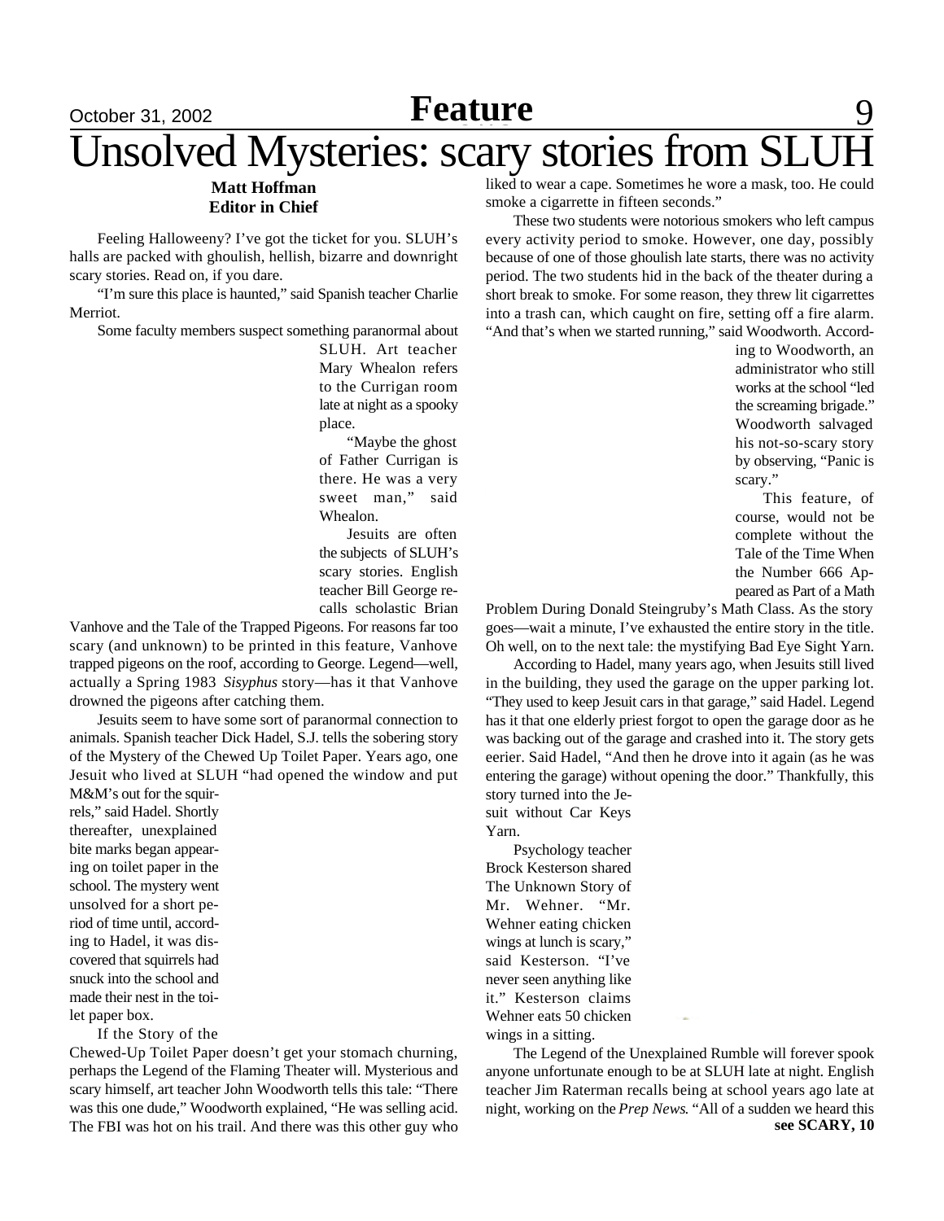# Unsolved Mysteries: scary stories from SLUH

**Matt Hoffman**
**Editor in Chief**

Feeling Halloweeny? I've got the ticket for you. SLUH's halls are packed with ghoulish, hellish, bizarre and downright scary stories. Read on, if you dare.

"I'm sure this place is haunted," said Spanish teacher Charlie Merriot.

Some faculty members suspect something paranormal about SLUH. Art teacher Mary Whealon refers to the Currigan room late at night as a spooky place.

"Maybe the ghost of Father Currigan is there. He was a very sweet man," said Whealon.

Jesuits are often the subjects of SLUH's scary stories. English teacher Bill George recalls scholastic Brian Vanhove and the Tale of the Trapped Pigeons. For reasons far too scary (and unknown) to be printed in this feature, Vanhove trapped pigeons on the roof, according to George. Legend—well, actually a Spring 1983 *Sisyphus* story—has it that Vanhove drowned the pigeons after catching them.

Jesuits seem to have some sort of paranormal connection to animals. Spanish teacher Dick Hadel, S.J. tells the sobering story of the Mystery of the Chewed Up Toilet Paper. Years ago, one Jesuit who lived at SLUH "had opened the window and put M&M's out for the squirrels," said Hadel. Shortly thereafter, unexplained bite marks began appearing on toilet paper in the school. The mystery went unsolved for a short period of time until, according to Hadel, it was discovered that squirrels had snuck into the school and made their nest in the toilet paper box.

If the Story of the Chewed-Up Toilet Paper doesn't get your stomach churning, perhaps the Legend of the Flaming Theater will. Mysterious and scary himself, art teacher John Woodworth tells this tale: "There was this one dude," Woodworth explained, "He was selling acid. The FBI was hot on his trail. And there was this other guy who liked to wear a cape. Sometimes he wore a mask, too. He could smoke a cigarette in fifteen seconds."

These two students were notorious smokers who left campus every activity period to smoke. However, one day, possibly because of one of those ghoulish late starts, there was no activity period. The two students hid in the back of the theater during a short break to smoke. For some reason, they threw lit cigarettes into a trash can, which caught on fire, setting off a fire alarm. "And that's when we started running," said Woodworth. According to Woodworth, an administrator who still works at the school "led the screaming brigade." Woodworth salvaged his not-so-scary story by observing, "Panic is scary."

This feature, of course, would not be complete without the Tale of the Time When the Number 666 Appeared as Part of a Math Problem During Donald Steingruby's Math Class. As the story goes—wait a minute, I've exhausted the entire story in the title. Oh well, on to the next tale: the mystifying Bad Eye Sight Yarn.

According to Hadel, many years ago, when Jesuits still lived in the building, they used the garage on the upper parking lot. "They used to keep Jesuit cars in that garage," said Hadel. Legend has it that one elderly priest forgot to open the garage door as he was backing out of the garage and crashed into it. The story gets eerier. Said Hadel, "And then he drove into it again (as he was entering the garage) without opening the door." Thankfully, this story turned into the Jesuit without Car Keys Yarn.

Psychology teacher Brock Kesterson shared The Unknown Story of Mr. Wehner. "Mr. Wehner eating chicken wings at lunch is scary," said Kesterson. "I've never seen anything like it." Kesterson claims Wehner eats 50 chicken wings in a sitting.

The Legend of the Unexplained Rumble will forever spook anyone unfortunate enough to be at SLUH late at night. English teacher Jim Raterman recalls being at school years ago late at night, working on the *Prep News*. "All of a sudden we heard this

**see SCARY, 10**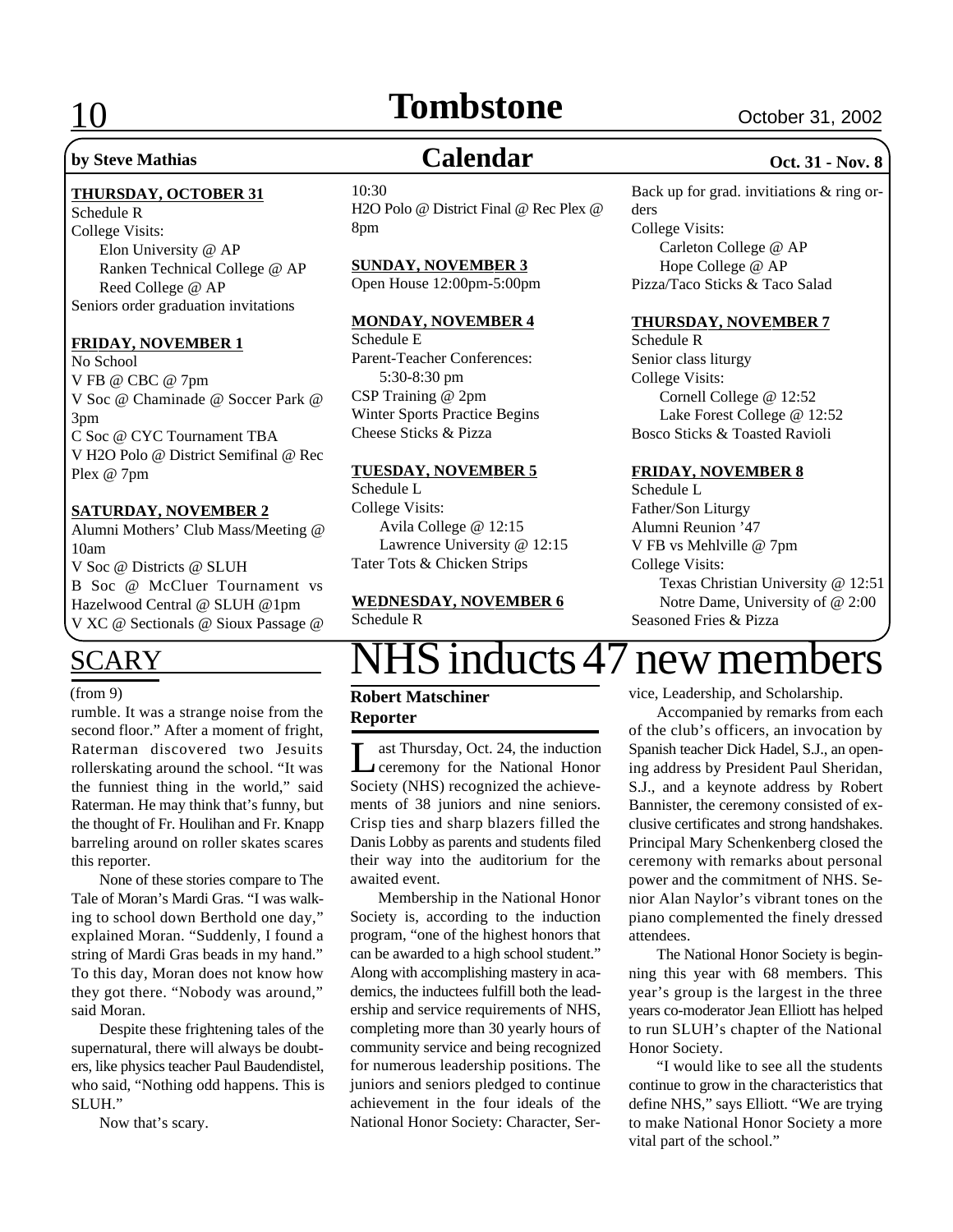## Calendar

**by Steve Mathias** — **Oct. 31 - Nov. 8**

**THURSDAY, OCTOBER 31**
Schedule R
College Visits:
Elon University @ AP
Ranken Technical College @ AP
Reed College @ AP
Seniors order graduation invitations

**FRIDAY, NOVEMBER 1**
No School
V FB @ CBC @ 7pm
V Soc @ Chaminade @ Soccer Park @ 3pm
C Soc @ CYC Tournament TBA
V H2O Polo @ District Semifinal @ Rec Plex @ 7pm

**SATURDAY, NOVEMBER 2**
Alumni Mothers' Club Mass/Meeting @ 10am
V Soc @ Districts @ SLUH
B Soc @ McCluer Tournament vs Hazelwood Central @ SLUH @1pm
V XC @ Sectionals @ Sioux Passage @ 10:30
H2O Polo @ District Final @ Rec Plex @ 8pm

**SUNDAY, NOVEMBER 3**
Open House 12:00pm-5:00pm

**MONDAY, NOVEMBER 4**
Schedule E
Parent-Teacher Conferences:
5:30-8:30 pm
CSP Training @ 2pm
Winter Sports Practice Begins
Cheese Sticks & Pizza

**TUESDAY, NOVEMBER 5**
Schedule L
College Visits:
Avila College @ 12:15
Lawrence University @ 12:15
Tater Tots & Chicken Strips

**WEDNESDAY, NOVEMBER 6**
Schedule R
Back up for grad. invitiations & ring orders
College Visits:
Carleton College @ AP
Hope College @ AP
Pizza/Taco Sticks & Taco Salad

**THURSDAY, NOVEMBER 7**
Schedule R
Senior class liturgy
College Visits:
Cornell College @ 12:52
Lake Forest College @ 12:52
Bosco Sticks & Toasted Ravioli

**FRIDAY, NOVEMBER 8**
Schedule L
Father/Son Liturgy
Alumni Reunion '47
V FB vs Mehlville @ 7pm
College Visits:
Texas Christian University @ 12:51
Notre Dame, University of @ 2:00
Seasoned Fries & Pizza

## SCARY

(from 9)

rumble. It was a strange noise from the second floor." After a moment of fright, Raterman discovered two Jesuits rollerskating around the school. "It was the funniest thing in the world," said Raterman. He may think that's funny, but the thought of Fr. Houlihan and Fr. Knapp barreling around on roller skates scares this reporter.

None of these stories compare to The Tale of Moran's Mardi Gras. "I was walking to school down Berthold one day," explained Moran. "Suddenly, I found a string of Mardi Gras beads in my hand." To this day, Moran does not know how they got there. "Nobody was around," said Moran.

Despite these frightening tales of the supernatural, there will always be doubters, like physics teacher Paul Baudendistel, who said, "Nothing odd happens. This is SLUH."

Now that's scary.

# NHS inducts 47 new members

**Robert Matschiner**
**Reporter**

Last Thursday, Oct. 24, the induction ceremony for the National Honor Society (NHS) recognized the achievements of 38 juniors and nine seniors. Crisp ties and sharp blazers filled the Danis Lobby as parents and students filed their way into the auditorium for the awaited event.

Membership in the National Honor Society is, according to the induction program, "one of the highest honors that can be awarded to a high school student." Along with accomplishing mastery in academics, the inductees fulfill both the leadership and service requirements of NHS, completing more than 30 yearly hours of community service and being recognized for numerous leadership positions. The juniors and seniors pledged to continue achievement in the four ideals of the National Honor Society: Character, Service, Leadership, and Scholarship.

Accompanied by remarks from each of the club's officers, an invocation by Spanish teacher Dick Hadel, S.J., an opening address by President Paul Sheridan, S.J., and a keynote address by Robert Bannister, the ceremony consisted of exclusive certificates and strong handshakes. Principal Mary Schenkenberg closed the ceremony with remarks about personal power and the commitment of NHS. Senior Alan Naylor's vibrant tones on the piano complemented the finely dressed attendees.

The National Honor Society is beginning this year with 68 members. This year's group is the largest in the three years co-moderator Jean Elliott has helped to run SLUH's chapter of the National Honor Society.

"I would like to see all the students continue to grow in the characteristics that define NHS," says Elliott. "We are trying to make National Honor Society a more vital part of the school."